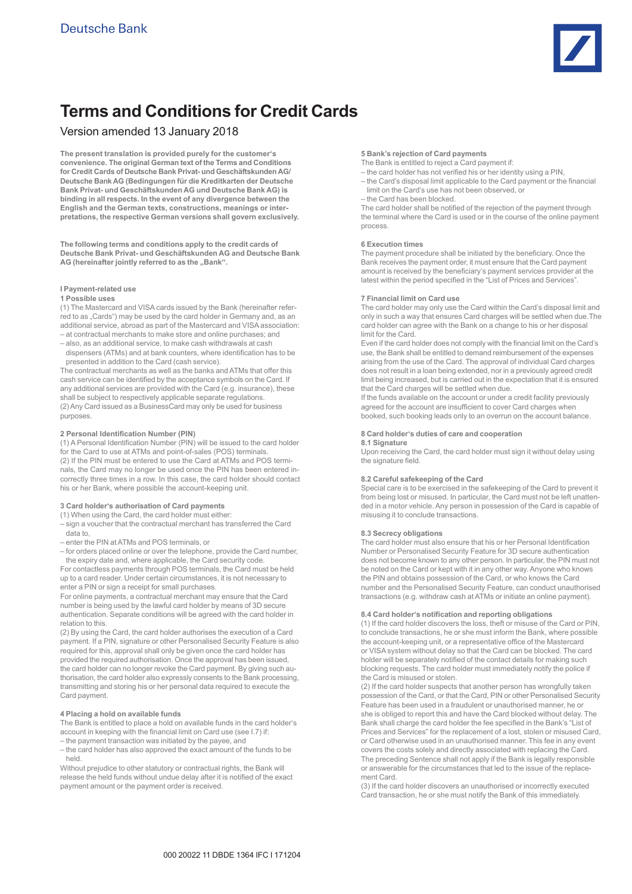Deutsche Bank

# Terms and Conditions for Credit Cards

Version amended 13 January 2018

**The present translation is provided purely for the customer's convenience. The original German text of the Terms and Conditions for Credit Cards of Deutsche Bank Privat- und Geschäftskunden AG/ Deutsche Bank AG (Bedingungen für die Kreditkarten der Deutsche Bank Privat- und Geschäftskunden AG und Deutsche Bank AG) is binding in all respects. In the event of any divergence between the English and the German texts, constructions, meanings or interpretations, the respective German versions shall govern exclusively.**

**The following terms and conditions apply to the credit cards of Deutsche Bank Privat- und Geschäftskunden AG and Deutsche Bank AG (hereinafter jointly referred to as the „Bank".**

## I Payment-related use

### 1 Possible uses

(1) The Mastercard and VISA cards issued by the Bank (hereinafter referred to as „Cards") may be used by the card holder in Germany and, as an additional service, abroad as part of the Mastercard and VISA association:

- at contractual merchants to make store and online purchases; and
- also, as an additional service, to make cash withdrawals at cash dispensers (ATMs) and at bank counters, where identification has to be presented in addition to the Card (cash service).

The contractual merchants as well as the banks and ATMs that offer this cash service can be identified by the acceptance symbols on the Card. If any additional services are provided with the Card (e.g. insurance), these shall be subject to respectively applicable separate regulations.

(2) Any Card issued as a BusinessCard may only be used for business purposes.

### 2 Personal Identification Number (PIN)

(1) A Personal Identification Number (PIN) will be issued to the card holder for the Card to use at ATMs and point-of-sales (POS) terminals.

(2) If the PIN must be entered to use the Card at ATMs and POS terminals, the Card may no longer be used once the PIN has been entered incorrectly three times in a row. In this case, the card holder should contact his or her Bank, where possible the account-keeping unit.

### 3 Card holder's authorisation of Card payments

(1) When using the Card, the card holder must either:

- sign a voucher that the contractual merchant has transferred the Card data to,
- enter the PIN at ATMs and POS terminals, or
- for orders placed online or over the telephone, provide the Card number, the expiry date and, where applicable, the Card security code.

For contactless payments through POS terminals, the Card must be held up to a card reader. Under certain circumstances, it is not necessary to enter a PIN or sign a receipt for small purchases.

For online payments, a contractual merchant may ensure that the Card number is being used by the lawful card holder by means of 3D secure authentication. Separate conditions will be agreed with the card holder in relation to this.

(2) By using the Card, the card holder authorises the execution of a Card payment. If a PIN, signature or other Personalised Security Feature is also required for this, approval shall only be given once the card holder has provided the required authorisation. Once the approval has been issued, the card holder can no longer revoke the Card payment. By giving such authorisation, the card holder also expressly consents to the Bank processing, transmitting and storing his or her personal data required to execute the Card payment.

### 4 Placing a hold on available funds

The Bank is entitled to place a hold on available funds in the card holder's account in keeping with the financial limit on Card use (see I.7) if:

- the payment transaction was initiated by the payee, and
- the card holder has also approved the exact amount of the funds to be held.

Without prejudice to other statutory or contractual rights, the Bank will release the held funds without undue delay after it is notified of the exact payment amount or the payment order is received.

### 5 Bank's rejection of Card payments

The Bank is entitled to reject a Card payment if:

- the card holder has not verified his or her identity using a PIN,
- the Card's disposal limit applicable to the Card payment or the financial limit on the Card's use has not been observed, or
- the Card has been blocked.

The card holder shall be notified of the rejection of the payment through the terminal where the Card is used or in the course of the online payment process.

### 6 Execution times

The payment procedure shall be initiated by the beneficiary. Once the Bank receives the payment order, it must ensure that the Card payment amount is received by the beneficiary's payment services provider at the latest within the period specified in the "List of Prices and Services".

### 7 Financial limit on Card use

The card holder may only use the Card within the Card's disposal limit and only in such a way that ensures Card charges will be settled when due. The card holder can agree with the Bank on a change to his or her disposal limit for the Card.

Even if the card holder does not comply with the financial limit on the Card's use, the Bank shall be entitled to demand reimbursement of the expenses arising from the use of the Card. The approval of individual Card charges does not result in a loan being extended, nor in a previously agreed credit limit being increased, but is carried out in the expectation that it is ensured that the Card charges will be settled when due.

If the funds available on the account or under a credit facility previously agreed for the account are insufficient to cover Card charges when booked, such booking leads only to an overrun on the account balance.

### 8 Card holder's duties of care and cooperation

#### 8.1 Signature

Upon receiving the Card, the card holder must sign it without delay using the signature field.

#### 8.2 Careful safekeeping of the Card

Special care is to be exercised in the safekeeping of the Card to prevent it from being lost or misused. In particular, the Card must not be left unattended in a motor vehicle. Any person in possession of the Card is capable of misusing it to conclude transactions.

#### 8.3 Secrecy obligations

The card holder must also ensure that his or her Personal Identification Number or Personalised Security Feature for 3D secure authentication does not become known to any other person. In particular, the PIN must not be noted on the Card or kept with it in any other way. Anyone who knows the PIN and obtains possession of the Card, or who knows the Card number and the Personalised Security Feature, can conduct unauthorised transactions (e.g. withdraw cash at ATMs or initiate an online payment).

#### 8.4 Card holder's notification and reporting obligations

(1) If the card holder discovers the loss, theft or misuse of the Card or PIN, to conclude transactions, he or she must inform the Bank, where possible the account-keeping unit, or a representative office of the Mastercard or VISA system without delay so that the Card can be blocked. The card holder will be separately notified of the contact details for making such blocking requests. The card holder must immediately notify the police if the Card is misused or stolen.

(2) If the card holder suspects that another person has wrongfully taken possession of the Card, or that the Card, PIN or other Personalised Security Feature has been used in a fraudulent or unauthorised manner, he or she is obliged to report this and have the Card blocked without delay. The Bank shall charge the card holder the fee specified in the Bank's "List of Prices and Services" for the replacement of a lost, stolen or misused Card, or Card otherwise used in an unauthorised manner. This fee in any event covers the costs solely and directly associated with replacing the Card. The preceding Sentence shall not apply if the Bank is legally responsible or answerable for the circumstances that led to the issue of the replacement Card.

(3) If the card holder discovers an unauthorised or incorrectly executed Card transaction, he or she must notify the Bank of this immediately.

000 20022 11 DBDE 1364 IFC I 171204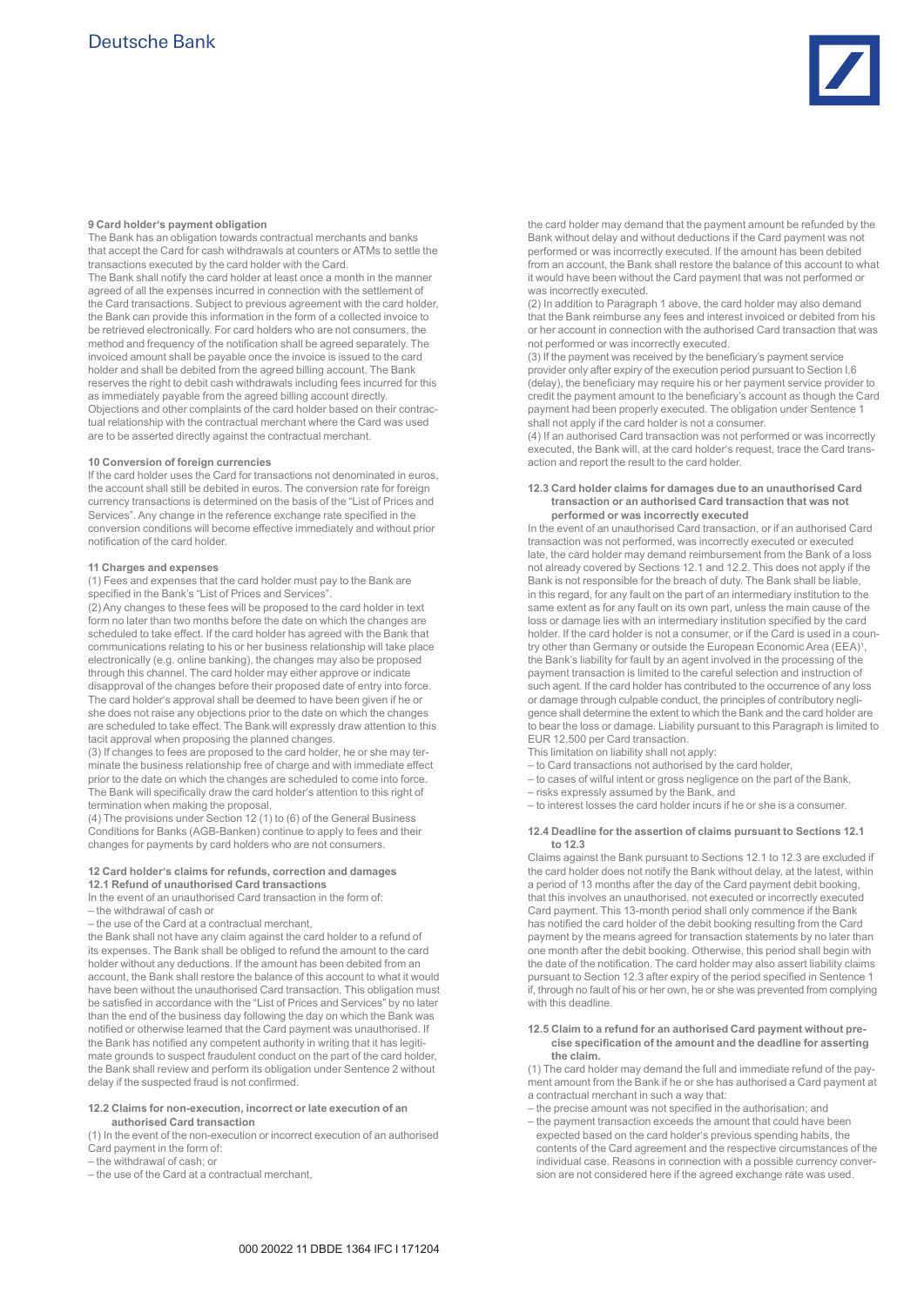### 9 Card holder's payment obligation

The Bank has an obligation towards contractual merchants and banks that accept the Card for cash withdrawals at counters or ATMs to settle the transactions executed by the card holder with the Card.

The Bank shall notify the card holder at least once a month in the manner agreed of all the expenses incurred in connection with the settlement of the Card transactions. Subject to previous agreement with the card holder, the Bank can provide this information in the form of a collected invoice to be retrieved electronically. For card holders who are not consumers, the method and frequency of the notification shall be agreed separately. The invoiced amount shall be payable once the invoice is issued to the card holder and shall be debited from the agreed billing account. The Bank reserves the right to debit cash withdrawals including fees incurred for this as immediately payable from the agreed billing account directly. Objections and other complaints of the card holder based on their contractual relationship with the contractual merchant where the Card was used are to be asserted directly against the contractual merchant.

### 10 Conversion of foreign currencies

If the card holder uses the Card for transactions not denominated in euros, the account shall still be debited in euros. The conversion rate for foreign currency transactions is determined on the basis of the "List of Prices and Services". Any change in the reference exchange rate specified in the conversion conditions will become effective immediately and without prior notification of the card holder.

### 11 Charges and expenses

(1) Fees and expenses that the card holder must pay to the Bank are specified in the Bank's "List of Prices and Services".

(2) Any changes to these fees will be proposed to the card holder in text form no later than two months before the date on which the changes are scheduled to take effect. If the card holder has agreed with the Bank that communications relating to his or her business relationship will take place electronically (e.g. online banking), the changes may also be proposed through this channel. The card holder may either approve or indicate disapproval of the changes before their proposed date of entry into force. The card holder's approval shall be deemed to have been given if he or she does not raise any objections prior to the date on which the changes are scheduled to take effect. The Bank will expressly draw attention to this tacit approval when proposing the planned changes.

(3) If changes to fees are proposed to the card holder, he or she may terminate the business relationship free of charge and with immediate effect prior to the date on which the changes are scheduled to come into force. The Bank will specifically draw the card holder's attention to this right of termination when making the proposal.

(4) The provisions under Section 12 (1) to (6) of the General Business Conditions for Banks (AGB-Banken) continue to apply to fees and their changes for payments by card holders who are not consumers.

### 12 Card holder's claims for refunds, correction and damages

#### 12.1 Refund of unauthorised Card transactions

In the event of an unauthorised Card transaction in the form of:

– the withdrawal of cash or
– the use of the Card at a contractual merchant,

the Bank shall not have any claim against the card holder to a refund of its expenses. The Bank shall be obliged to refund the amount to the card holder without any deductions. If the amount has been debited from an account, the Bank shall restore the balance of this account to what it would have been without the unauthorised Card transaction. This obligation must be satisfied in accordance with the "List of Prices and Services" by no later than the end of the business day following the day on which the Bank was notified or otherwise learned that the Card payment was unauthorised. If the Bank has notified any competent authority in writing that it has legitimate grounds to suspect fraudulent conduct on the part of the card holder, the Bank shall review and perform its obligation under Sentence 2 without delay if the suspected fraud is not confirmed.

#### 12.2 Claims for non-execution, incorrect or late execution of an authorised Card transaction

(1) In the event of the non-execution or incorrect execution of an authorised Card payment in the form of:

– the withdrawal of cash; or
– the use of the Card at a contractual merchant,

the card holder may demand that the payment amount be refunded by the Bank without delay and without deductions if the Card payment was not performed or was incorrectly executed. If the amount has been debited from an account, the Bank shall restore the balance of this account to what it would have been without the Card payment that was not performed or was incorrectly executed.

(2) In addition to Paragraph 1 above, the card holder may also demand that the Bank reimburse any fees and interest invoiced or debited from his or her account in connection with the authorised Card transaction that was not performed or was incorrectly executed.

(3) If the payment was received by the beneficiary's payment service provider only after expiry of the execution period pursuant to Section I.6 (delay), the beneficiary may require his or her payment service provider to credit the payment amount to the beneficiary's account as though the Card payment had been properly executed. The obligation under Sentence 1 shall not apply if the card holder is not a consumer.

(4) If an authorised Card transaction was not performed or was incorrectly executed, the Bank will, at the card holder's request, trace the Card transaction and report the result to the card holder.

#### 12.3 Card holder claims for damages due to an unauthorised Card transaction or an authorised Card transaction that was not performed or was incorrectly executed

In the event of an unauthorised Card transaction, or if an authorised Card transaction was not performed, was incorrectly executed or executed late, the card holder may demand reimbursement from the Bank of a loss not already covered by Sections 12.1 and 12.2. This does not apply if the Bank is not responsible for the breach of duty. The Bank shall be liable, in this regard, for any fault on the part of an intermediary institution to the same extent as for any fault on its own part, unless the main cause of the loss or damage lies with an intermediary institution specified by the card holder. If the card holder is not a consumer, or if the Card is used in a country other than Germany or outside the European Economic Area (EEA)[1], the Bank's liability for fault by an agent involved in the processing of the payment transaction is limited to the careful selection and instruction of such agent. If the card holder has contributed to the occurrence of any loss or damage through culpable conduct, the principles of contributory negligence shall determine the extent to which the Bank and the card holder are to bear the loss or damage. Liability pursuant to this Paragraph is limited to EUR 12,500 per Card transaction.

This limitation on liability shall not apply:

– to Card transactions not authorised by the card holder,
– to cases of wilful intent or gross negligence on the part of the Bank,
– risks expressly assumed by the Bank, and
– to interest losses the card holder incurs if he or she is a consumer.

#### 12.4 Deadline for the assertion of claims pursuant to Sections 12.1 to 12.3

Claims against the Bank pursuant to Sections 12.1 to 12.3 are excluded if the card holder does not notify the Bank without delay, at the latest, within a period of 13 months after the day of the Card payment debit booking, that this involves an unauthorised, not executed or incorrectly executed Card payment. This 13-month period shall only commence if the Bank has notified the card holder of the debit booking resulting from the Card payment by the means agreed for transaction statements by no later than one month after the debit booking. Otherwise, this period shall begin with the date of the notification. The card holder may also assert liability claims pursuant to Section 12.3 after expiry of the period specified in Sentence 1 if, through no fault of his or her own, he or she was prevented from complying with this deadline.

#### 12.5 Claim to a refund for an authorised Card payment without precise specification of the amount and the deadline for asserting the claim.

(1) The card holder may demand the full and immediate refund of the payment amount from the Bank if he or she has authorised a Card payment at a contractual merchant in such a way that:

– the precise amount was not specified in the authorisation; and
– the payment transaction exceeds the amount that could have been expected based on the card holder's previous spending habits, the contents of the Card agreement and the respective circumstances of the individual case. Reasons in connection with a possible currency conversion are not considered here if the agreed exchange rate was used.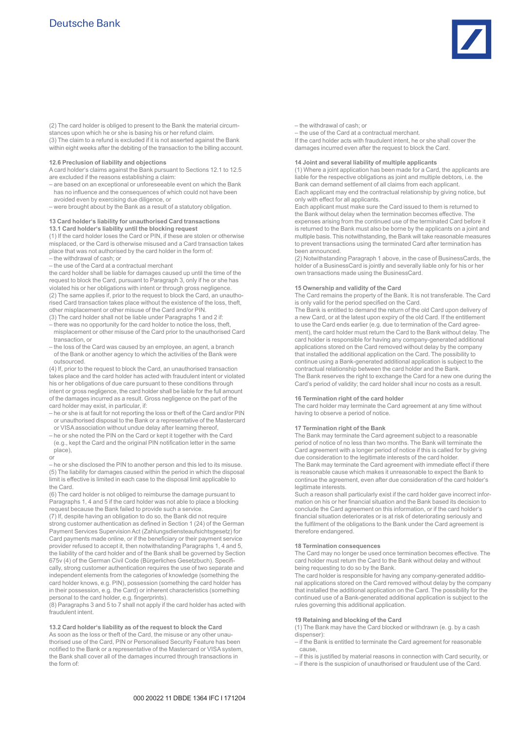(2) The card holder is obliged to present to the Bank the material circumstances upon which he or she is basing his or her refund claim.
(3) The claim to a refund is excluded if it is not asserted against the Bank within eight weeks after the debiting of the transaction to the billing account.

### 12.6 Preclusion of liability and objections

A card holder's claims against the Bank pursuant to Sections 12.1 to 12.5 are excluded if the reasons establishing a claim:

- are based on an exceptional or unforeseeable event on which the Bank has no influence and the consequences of which could not have been avoided even by exercising due diligence, or
- were brought about by the Bank as a result of a statutory obligation.

## 13 Card holder's liability for unauthorised Card transactions

### 13.1 Card holder's liability until the blocking request

(1) If the card holder loses the Card or PIN, if these are stolen or otherwise misplaced, or the Card is otherwise misused and a Card transaction takes place that was not authorised by the card holder in the form of:

- the withdrawal of cash; or
- the use of the Card at a contractual merchant

the card holder shall be liable for damages caused up until the time of the request to block the Card, pursuant to Paragraph 3, only if he or she has violated his or her obligations with intent or through gross negligence.
(2) The same applies if, prior to the request to block the Card, an unauthorised Card transaction takes place without the existence of the loss, theft, other misplacement or other misuse of the Card and/or PIN.
(3) The card holder shall not be liable under Paragraphs 1 and 2 if:

- there was no opportunity for the card holder to notice the loss, theft, misplacement or other misuse of the Card prior to the unauthorised Card transaction, or
- the loss of the Card was caused by an employee, an agent, a branch of the Bank or another agency to which the activities of the Bank were outsourced.

(4) If, prior to the request to block the Card, an unauthorised transaction takes place and the card holder has acted with fraudulent intent or violated his or her obligations of due care pursuant to these conditions through intent or gross negligence, the card holder shall be liable for the full amount of the damages incurred as a result. Gross negligence on the part of the card holder may exist, in particular, if:

- he or she is at fault for not reporting the loss or theft of the Card and/or PIN or unauthorised disposal to the Bank or a representative of the Mastercard or VISA association without undue delay after learning thereof,
- he or she noted the PIN on the Card or kept it together with the Card (e.g., kept the Card and the original PIN notification letter in the same place),

or

- he or she disclosed the PIN to another person and this led to its misuse.

(5) The liability for damages caused within the period in which the disposal limit is effective is limited in each case to the disposal limit applicable to the Card.
(6) The card holder is not obliged to reimburse the damage pursuant to Paragraphs 1, 4 and 5 if the card holder was not able to place a blocking request because the Bank failed to provide such a service.
(7) If, despite having an obligation to do so, the Bank did not require strong customer authentication as defined in Section 1 (24) of the German Payment Services Supervision Act (Zahlungsdiensteaufsichtsgesetz) for Card payments made online, or if the beneficiary or their payment service provider refused to accept it, then notwithstanding Paragraphs 1, 4 and 5, the liability of the card holder and of the Bank shall be governed by Section 675v (4) of the German Civil Code (Bürgerliches Gesetzbuch). Specifically, strong customer authentication requires the use of two separate and independent elements from the categories of knowledge (something the card holder knows, e.g. PIN), possession (something the card holder has in their possession, e.g. the Card) or inherent characteristics (something personal to the card holder, e.g. fingerprints).
(8) Paragraphs 3 and 5 to 7 shall not apply if the card holder has acted with fraudulent intent.

### 13.2 Card holder's liability as of the request to block the Card

As soon as the loss or theft of the Card, the misuse or any other unauthorised use of the Card, PIN or Personalised Security Feature has been notified to the Bank or a representative of the Mastercard or VISA system, the Bank shall cover all of the damages incurred through transactions in the form of:

- the withdrawal of cash; or
- the use of the Card at a contractual merchant.

If the card holder acts with fraudulent intent, he or she shall cover the damages incurred even after the request to block the Card.

## 14 Joint and several liability of multiple applicants

(1) Where a joint application has been made for a Card, the applicants are liable for the respective obligations as joint and multiple debtors, i.e. the Bank can demand settlement of all claims from each applicant.
Each applicant may end the contractual relationship by giving notice, but only with effect for all applicants.
Each applicant must make sure the Card issued to them is returned to the Bank without delay when the termination becomes effective. The expenses arising from the continued use of the terminated Card before it is returned to the Bank must also be borne by the applicants on a joint and multiple basis. This notwithstanding, the Bank will take reasonable measures to prevent transactions using the terminated Card after termination has been announced.
(2) Notwithstanding Paragraph 1 above, in the case of BusinessCards, the holder of a BusinessCard is jointly and severally liable only for his or her own transactions made using the BusinessCard.

## 15 Ownership and validity of the Card

The Card remains the property of the Bank. It is not transferable. The Card is only valid for the period specified on the Card.
The Bank is entitled to demand the return of the old Card upon delivery of a new Card, or at the latest upon expiry of the old Card. If the entitlement to use the Card ends earlier (e.g. due to termination of the Card agreement), the card holder must return the Card to the Bank without delay. The card holder is responsible for having any company-generated additional applications stored on the Card removed without delay by the company that installed the additional application on the Card. The possibility to continue using a Bank-generated additional application is subject to the contractual relationship between the card holder and the Bank.
The Bank reserves the right to exchange the Card for a new one during the Card's period of validity; the card holder shall incur no costs as a result.

## 16 Termination right of the card holder

The card holder may terminate the Card agreement at any time without having to observe a period of notice.

## 17 Termination right of the Bank

The Bank may terminate the Card agreement subject to a reasonable period of notice of no less than two months. The Bank will terminate the Card agreement with a longer period of notice if this is called for by giving due consideration to the legitimate interests of the card holder.
The Bank may terminate the Card agreement with immediate effect if there is reasonable cause which makes it unreasonable to expect the Bank to continue the agreement, even after due consideration of the card holder's legitimate interests.
Such a reason shall particularly exist if the card holder gave incorrect information on his or her financial situation and the Bank based its decision to conclude the Card agreement on this information, or if the card holder's financial situation deteriorates or is at risk of deteriorating seriously and the fulfilment of the obligations to the Bank under the Card agreement is therefore endangered.

## 18 Termination consequences

The Card may no longer be used once termination becomes effective. The card holder must return the Card to the Bank without delay and without being requesting to do so by the Bank.
The card holder is responsible for having any company-generated additional applications stored on the Card removed without delay by the company that installed the additional application on the Card. The possibility for the continued use of a Bank-generated additional application is subject to the rules governing this additional application.

## 19 Retaining and blocking of the Card

(1) The Bank may have the Card blocked or withdrawn (e. g. by a cash dispenser):

- if the Bank is entitled to terminate the Card agreement for reasonable cause,
- if this is justified by material reasons in connection with Card security, or
- if there is the suspicion of unauthorised or fraudulent use of the Card.

000 20022 11 DBDE 1364 IFC I 171204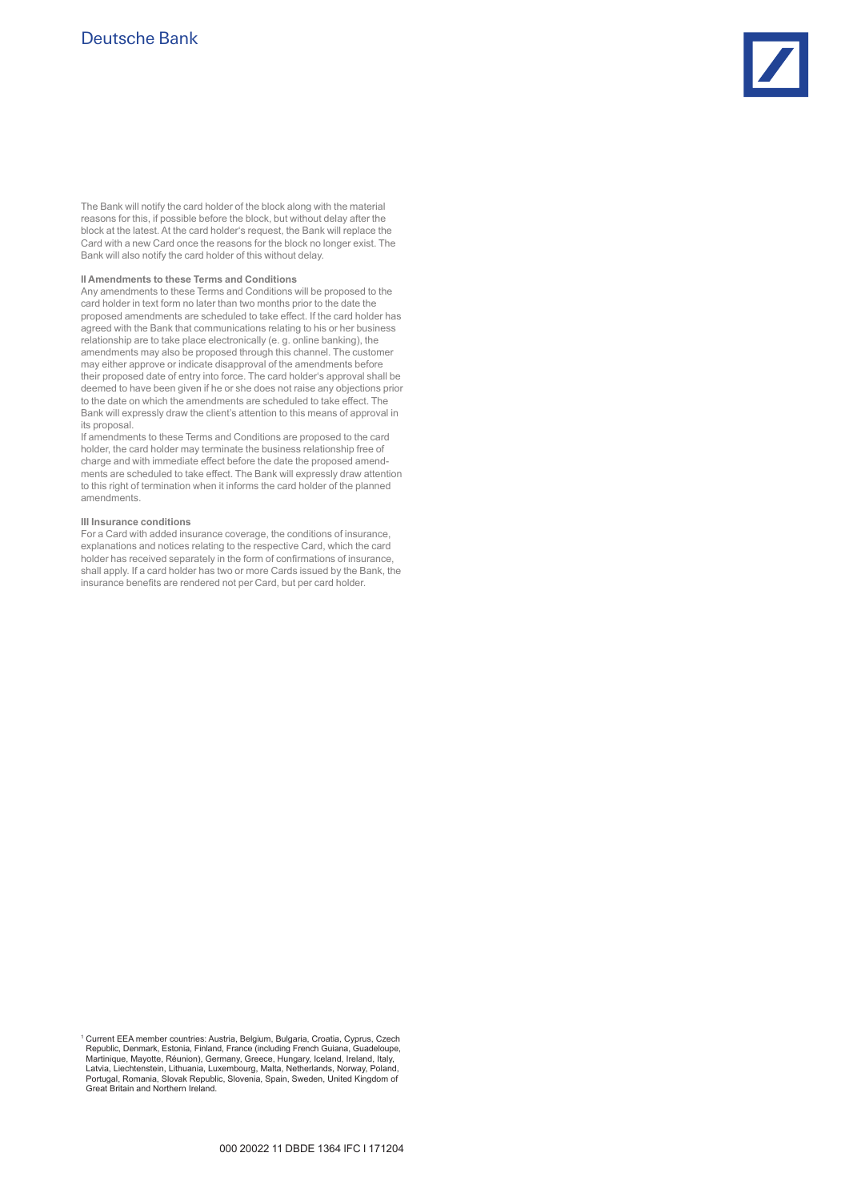The Bank will notify the card holder of the block along with the material reasons for this, if possible before the block, but without delay after the block at the latest. At the card holder's request, the Bank will replace the Card with a new Card once the reasons for the block no longer exist. The Bank will also notify the card holder of this without delay.

**II Amendments to these Terms and Conditions**

Any amendments to these Terms and Conditions will be proposed to the card holder in text form no later than two months prior to the date the proposed amendments are scheduled to take effect. If the card holder has agreed with the Bank that communications relating to his or her business relationship are to take place electronically (e. g. online banking), the amendments may also be proposed through this channel. The customer may either approve or indicate disapproval of the amendments before their proposed date of entry into force. The card holder's approval shall be deemed to have been given if he or she does not raise any objections prior to the date on which the amendments are scheduled to take effect. The Bank will expressly draw the client's attention to this means of approval in its proposal.

If amendments to these Terms and Conditions are proposed to the card holder, the card holder may terminate the business relationship free of charge and with immediate effect before the date the proposed amendments are scheduled to take effect. The Bank will expressly draw attention to this right of termination when it informs the card holder of the planned amendments.

**III Insurance conditions**

For a Card with added insurance coverage, the conditions of insurance, explanations and notices relating to the respective Card, which the card holder has received separately in the form of confirmations of insurance, shall apply. If a card holder has two or more Cards issued by the Bank, the insurance benefits are rendered not per Card, but per card holder.

[1] Current EEA member countries: Austria, Belgium, Bulgaria, Croatia, Cyprus, Czech Republic, Denmark, Estonia, Finland, France (including French Guiana, Guadeloupe, Martinique, Mayotte, Réunion), Germany, Greece, Hungary, Iceland, Ireland, Italy, Latvia, Liechtenstein, Lithuania, Luxembourg, Malta, Netherlands, Norway, Poland, Portugal, Romania, Slovak Republic, Slovenia, Spain, Sweden, United Kingdom of Great Britain and Northern Ireland.

000 20022 11 DBDE 1364 IFC I 171204